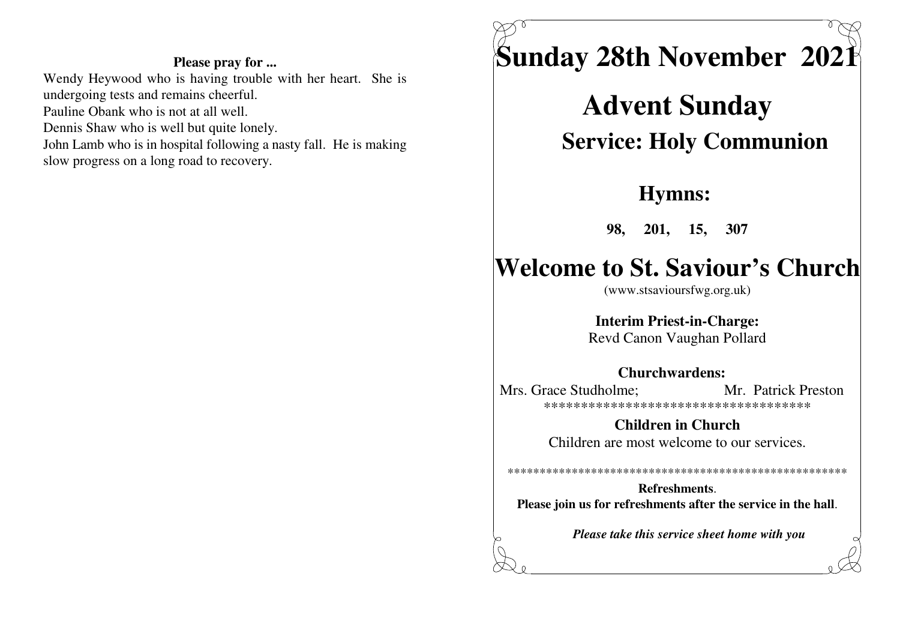**Please pray for ...**

Wendy Heywood who is having trouble with her heart. She is undergoing tests and remains cheerful.
Pauline Obank who is not at all well.
Dennis Shaw who is well but quite lonely.
John Lamb who is in hospital following a nasty fall. He is making slow progress on a long road to recovery.

# Sunday 28th November 2021

# Advent Sunday

## Service: Holy Communion

## Hymns:

**98, 201, 15, 307**

# Welcome to St. Saviour's Church

(www.stsavioursfwg.org.uk)

**Interim Priest-in-Charge:**
Revd Canon Vaughan Pollard

**Churchwardens:**
Mrs. Grace Studholme; Mr. Patrick Preston

*************************************

**Children in Church**
Children are most welcome to our services.

****************************************************

**Refreshments**.
**Please join us for refreshments after the service in the hall**.

***Please take this service sheet home with you***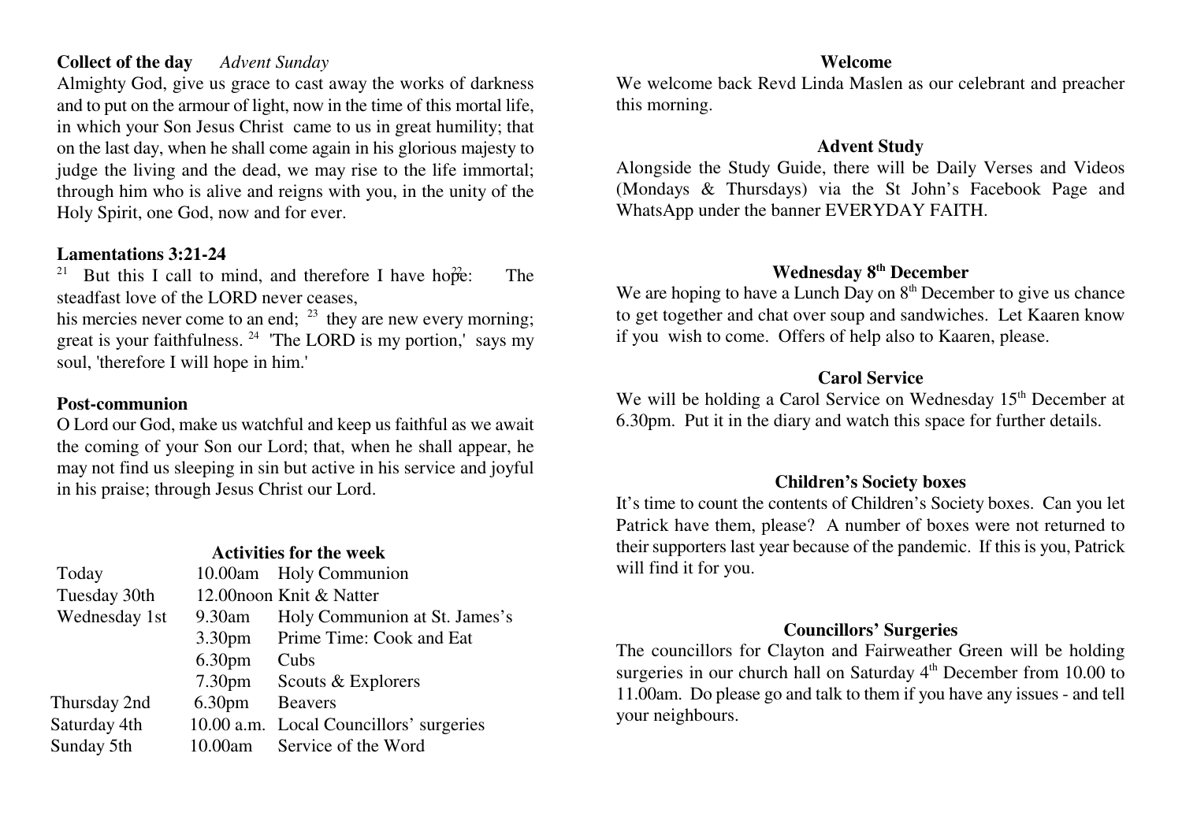**Collect of the day** *Advent Sunday*

Almighty God, give us grace to cast away the works of darkness and to put on the armour of light, now in the time of this mortal life, in which your Son Jesus Christ came to us in great humility; that on the last day, when he shall come again in his glorious majesty to judge the living and the dead, we may rise to the life immortal; through him who is alive and reigns with you, in the unity of the Holy Spirit, one God, now and for ever.

**Lamentations 3:21-24**

[21] But this I call to mind, and therefore I have hope: [22] The steadfast love of the LORD never ceases, his mercies never come to an end; [23] they are new every morning; great is your faithfulness. [24] 'The LORD is my portion,' says my soul, 'therefore I will hope in him.'

**Post-communion**

O Lord our God, make us watchful and keep us faithful as we await the coming of your Son our Lord; that, when he shall appear, he may not find us sleeping in sin but active in his service and joyful in his praise; through Jesus Christ our Lord.

**Activities for the week**

| | | |
|---|---|---|
| Today | 10.00am | Holy Communion |
| Tuesday 30th | 12.00noon | Knit & Natter |
| Wednesday 1st | 9.30am | Holy Communion at St. James's |
| | 3.30pm | Prime Time: Cook and Eat |
| | 6.30pm | Cubs |
| | 7.30pm | Scouts & Explorers |
| Thursday 2nd | 6.30pm | Beavers |
| Saturday 4th | 10.00 a.m. | Local Councillors' surgeries |
| Sunday 5th | 10.00am | Service of the Word |

**Welcome**

We welcome back Revd Linda Maslen as our celebrant and preacher this morning.

**Advent Study**

Alongside the Study Guide, there will be Daily Verses and Videos (Mondays & Thursdays) via the St John's Facebook Page and WhatsApp under the banner EVERYDAY FAITH.

**Wednesday 8th December**

We are hoping to have a Lunch Day on 8th December to give us chance to get together and chat over soup and sandwiches. Let Kaaren know if you wish to come. Offers of help also to Kaaren, please.

**Carol Service**

We will be holding a Carol Service on Wednesday 15th December at 6.30pm. Put it in the diary and watch this space for further details.

**Children's Society boxes**

It's time to count the contents of Children's Society boxes. Can you let Patrick have them, please? A number of boxes were not returned to their supporters last year because of the pandemic. If this is you, Patrick will find it for you.

**Councillors' Surgeries**

The councillors for Clayton and Fairweather Green will be holding surgeries in our church hall on Saturday 4th December from 10.00 to 11.00am. Do please go and talk to them if you have any issues - and tell your neighbours.